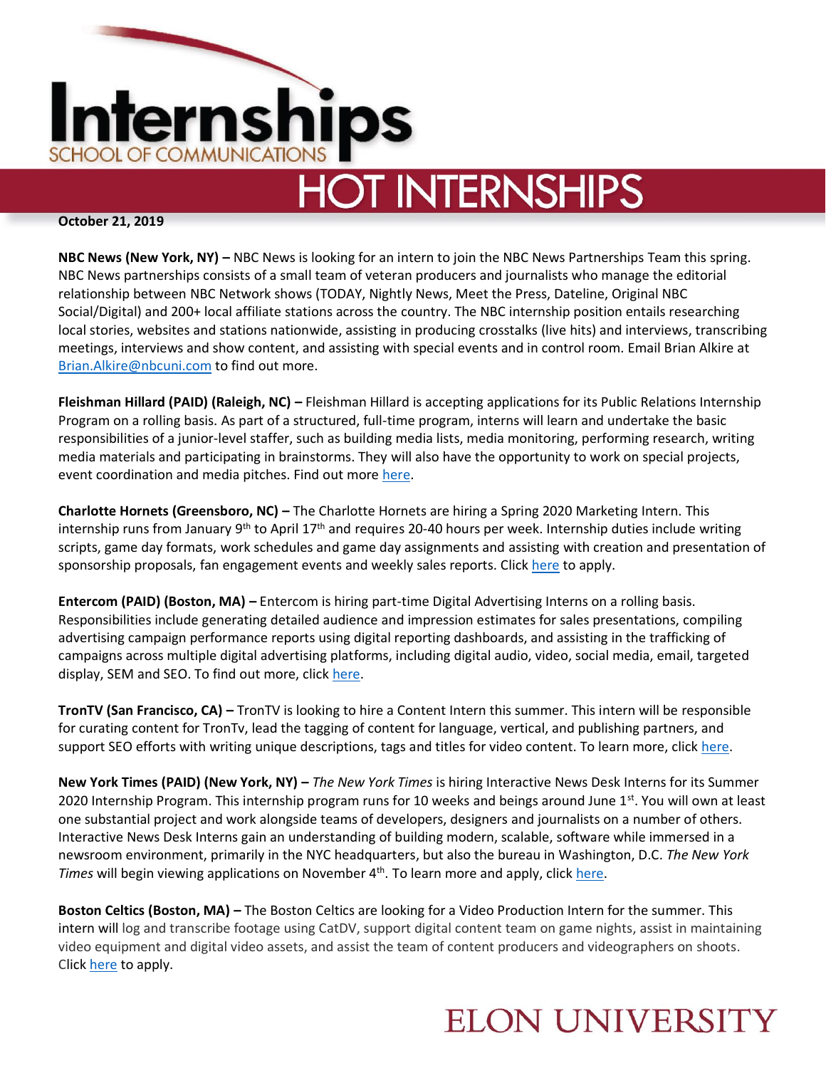# Internships

SCHOOL OF COMMUNICATIONS

## HOT INTERNSHIPS

**October 21, 2019**

**NBC News (New York, NY) –** NBC News is looking for an intern to join the NBC News Partnerships Team this spring. NBC News partnerships consists of a small team of veteran producers and journalists who manage the editorial relationship between NBC Network shows (TODAY, Nightly News, Meet the Press, Dateline, Original NBC Social/Digital) and 200+ local affiliate stations across the country. The NBC internship position entails researching local stories, websites and stations nationwide, assisting in producing crosstalks (live hits) and interviews, transcribing meetings, interviews and show content, and assisting with special events and in control room. Email Brian Alkire at Brian.Alkire@nbcuni.com to find out more.

**Fleishman Hillard (PAID) (Raleigh, NC) –** Fleishman Hillard is accepting applications for its Public Relations Internship Program on a rolling basis. As part of a structured, full-time program, interns will learn and undertake the basic responsibilities of a junior-level staffer, such as building media lists, media monitoring, performing research, writing media materials and participating in brainstorms. They will also have the opportunity to work on special projects, event coordination and media pitches. Find out more here.

**Charlotte Hornets (Greensboro, NC) –** The Charlotte Hornets are hiring a Spring 2020 Marketing Intern. This internship runs from January 9th to April 17th and requires 20-40 hours per week. Internship duties include writing scripts, game day formats, work schedules and game day assignments and assisting with creation and presentation of sponsorship proposals, fan engagement events and weekly sales reports. Click here to apply.

**Entercom (PAID) (Boston, MA) –** Entercom is hiring part-time Digital Advertising Interns on a rolling basis. Responsibilities include generating detailed audience and impression estimates for sales presentations, compiling advertising campaign performance reports using digital reporting dashboards, and assisting in the trafficking of campaigns across multiple digital advertising platforms, including digital audio, video, social media, email, targeted display, SEM and SEO. To find out more, click here.

**TronTV (San Francisco, CA) –** TronTV is looking to hire a Content Intern this summer. This intern will be responsible for curating content for TronTv, lead the tagging of content for language, vertical, and publishing partners, and support SEO efforts with writing unique descriptions, tags and titles for video content. To learn more, click here.

**New York Times (PAID) (New York, NY) –** *The New York Times* is hiring Interactive News Desk Interns for its Summer 2020 Internship Program. This internship program runs for 10 weeks and beings around June 1st. You will own at least one substantial project and work alongside teams of developers, designers and journalists on a number of others. Interactive News Desk Interns gain an understanding of building modern, scalable, software while immersed in a newsroom environment, primarily in the NYC headquarters, but also the bureau in Washington, D.C. *The New York Times* will begin viewing applications on November 4th. To learn more and apply, click here.

**Boston Celtics (Boston, MA) –** The Boston Celtics are looking for a Video Production Intern for the summer. This intern will log and transcribe footage using CatDV, support digital content team on game nights, assist in maintaining video equipment and digital video assets, and assist the team of content producers and videographers on shoots. Click here to apply.

ELON UNIVERSITY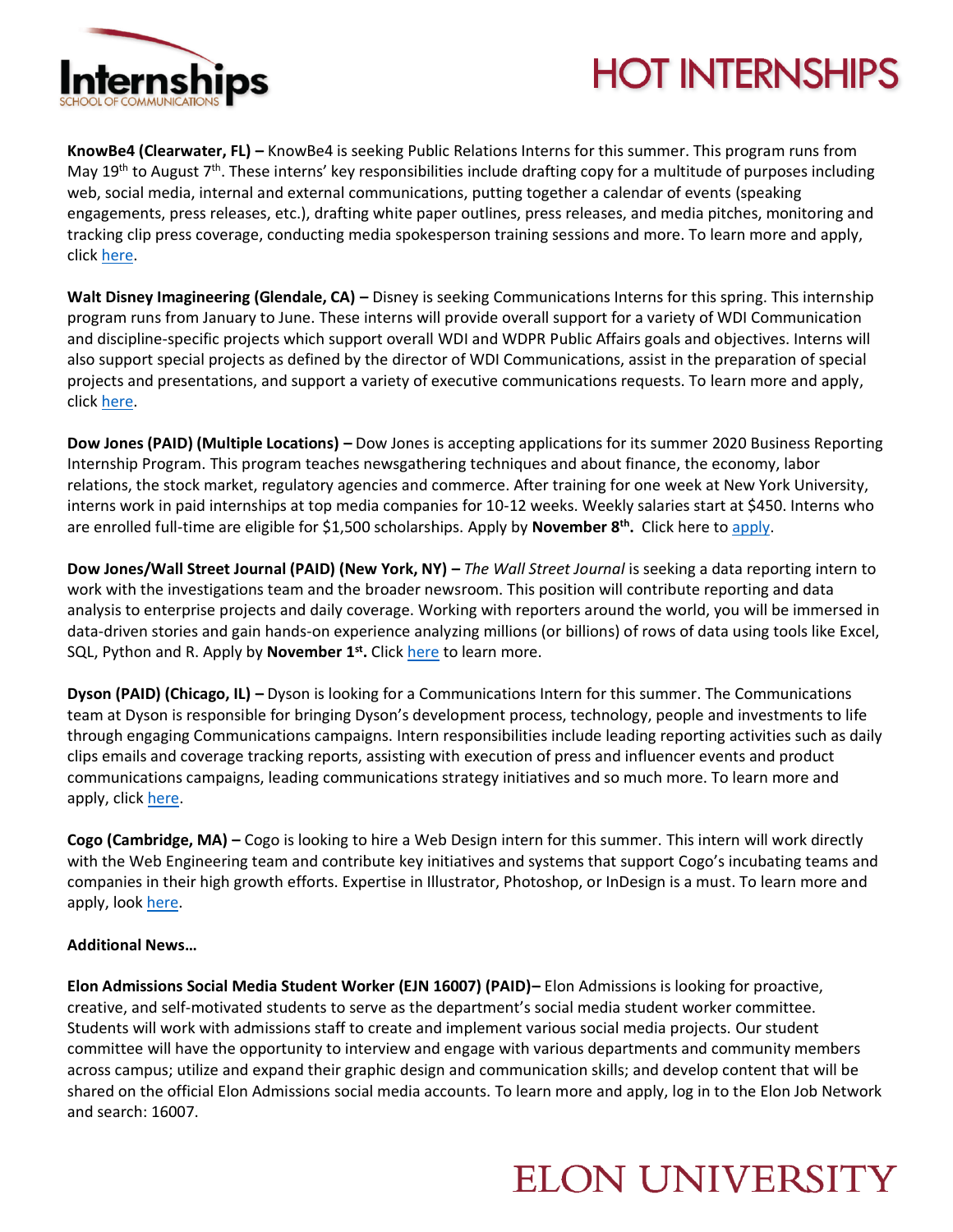# HOT INTERNSHIPS

**KnowBe4 (Clearwater, FL) –** KnowBe4 is seeking Public Relations Interns for this summer. This program runs from May 19th to August 7th. These interns' key responsibilities include drafting copy for a multitude of purposes including web, social media, internal and external communications, putting together a calendar of events (speaking engagements, press releases, etc.), drafting white paper outlines, press releases, and media pitches, monitoring and tracking clip press coverage, conducting media spokesperson training sessions and more. To learn more and apply, click here.

**Walt Disney Imagineering (Glendale, CA) –** Disney is seeking Communications Interns for this spring. This internship program runs from January to June. These interns will provide overall support for a variety of WDI Communication and discipline-specific projects which support overall WDI and WDPR Public Affairs goals and objectives. Interns will also support special projects as defined by the director of WDI Communications, assist in the preparation of special projects and presentations, and support a variety of executive communications requests. To learn more and apply, click here.

**Dow Jones (PAID) (Multiple Locations) –** Dow Jones is accepting applications for its summer 2020 Business Reporting Internship Program. This program teaches newsgathering techniques and about finance, the economy, labor relations, the stock market, regulatory agencies and commerce. After training for one week at New York University, interns work in paid internships at top media companies for 10-12 weeks. Weekly salaries start at $450. Interns who are enrolled full-time are eligible for $1,500 scholarships. Apply by **November 8th.** Click here to apply.

**Dow Jones/Wall Street Journal (PAID) (New York, NY) –** *The Wall Street Journal* is seeking a data reporting intern to work with the investigations team and the broader newsroom. This position will contribute reporting and data analysis to enterprise projects and daily coverage. Working with reporters around the world, you will be immersed in data-driven stories and gain hands-on experience analyzing millions (or billions) of rows of data using tools like Excel, SQL, Python and R. Apply by **November 1st.** Click here to learn more.

**Dyson (PAID) (Chicago, IL) –** Dyson is looking for a Communications Intern for this summer. The Communications team at Dyson is responsible for bringing Dyson's development process, technology, people and investments to life through engaging Communications campaigns. Intern responsibilities include leading reporting activities such as daily clips emails and coverage tracking reports, assisting with execution of press and influencer events and product communications campaigns, leading communications strategy initiatives and so much more. To learn more and apply, click here.

**Cogo (Cambridge, MA) –** Cogo is looking to hire a Web Design intern for this summer. This intern will work directly with the Web Engineering team and contribute key initiatives and systems that support Cogo's incubating teams and companies in their high growth efforts. Expertise in Illustrator, Photoshop, or InDesign is a must. To learn more and apply, look here.

**Additional News…**

**Elon Admissions Social Media Student Worker (EJN 16007) (PAID)–** Elon Admissions is looking for proactive, creative, and self-motivated students to serve as the department's social media student worker committee. Students will work with admissions staff to create and implement various social media projects. Our student committee will have the opportunity to interview and engage with various departments and community members across campus; utilize and expand their graphic design and communication skills; and develop content that will be shared on the official Elon Admissions social media accounts. To learn more and apply, log in to the Elon Job Network and search: 16007.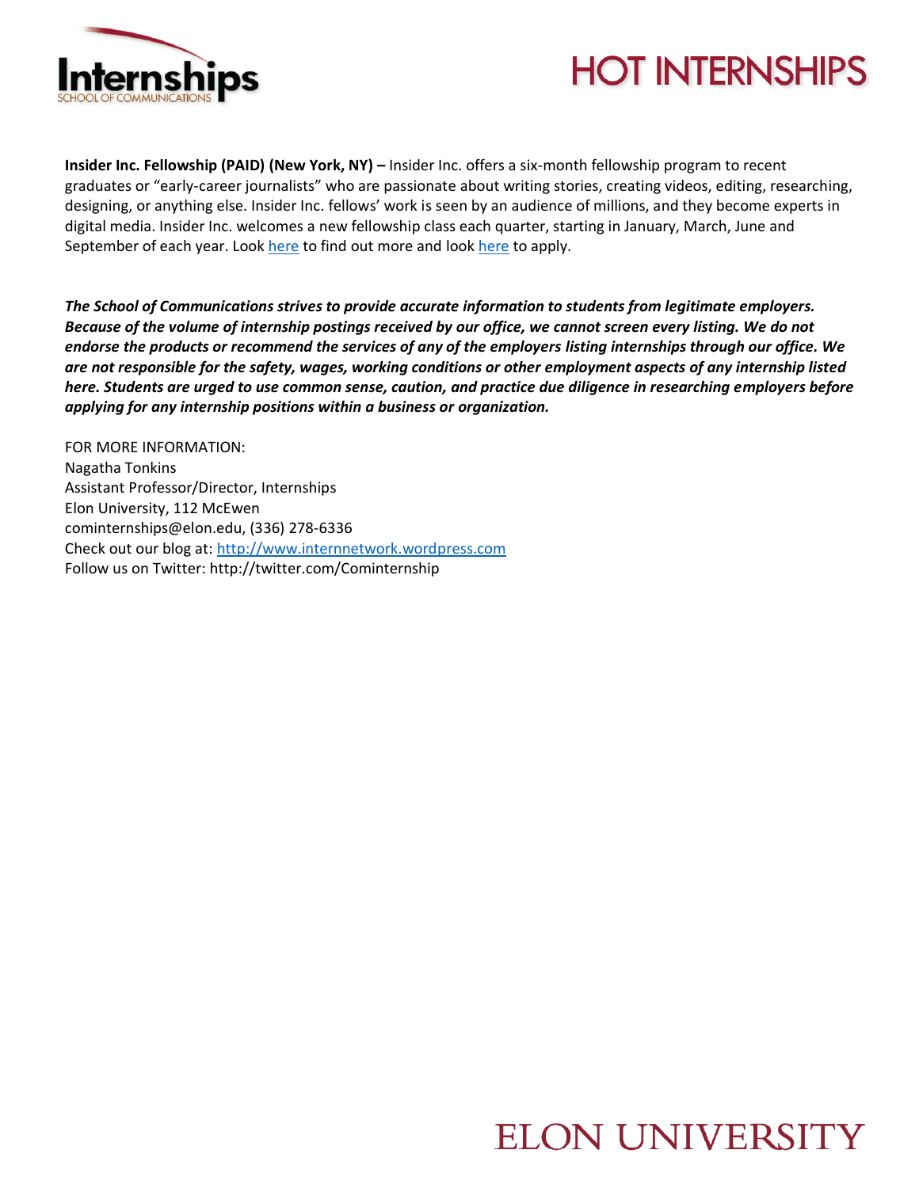**Insider Inc. Fellowship (PAID) (New York, NY) –** Insider Inc. offers a six-month fellowship program to recent graduates or "early-career journalists" who are passionate about writing stories, creating videos, editing, researching, designing, or anything else. Insider Inc. fellows' work is seen by an audience of millions, and they become experts in digital media. Insider Inc. welcomes a new fellowship class each quarter, starting in January, March, June and September of each year. Look here to find out more and look here to apply.

***The School of Communications strives to provide accurate information to students from legitimate employers. Because of the volume of internship postings received by our office, we cannot screen every listing. We do not endorse the products or recommend the services of any of the employers listing internships through our office. We are not responsible for the safety, wages, working conditions or other employment aspects of any internship listed here. Students are urged to use common sense, caution, and practice due diligence in researching employers before applying for any internship positions within a business or organization.***

FOR MORE INFORMATION:
Nagatha Tonkins
Assistant Professor/Director, Internships
Elon University, 112 McEwen
cominternships@elon.edu, (336) 278-6336
Check out our blog at: http://www.internnetwork.wordpress.com
Follow us on Twitter: http://twitter.com/Cominternship